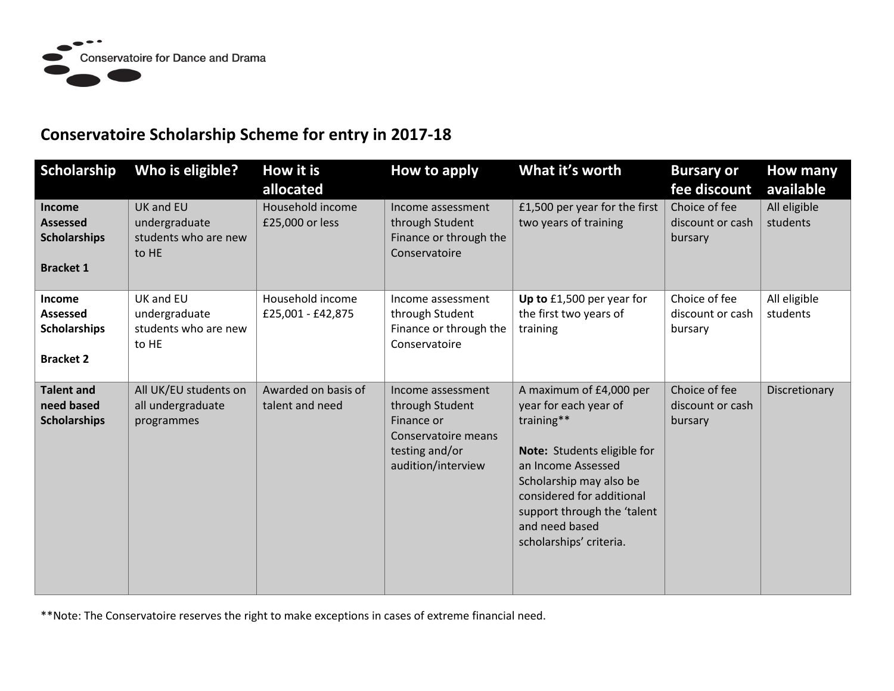Conservatoire for Dance and Drama

## Conservatoire Scholarship Scheme for entry in 2017-18

| Scholarship | Who is eligible? | How it is allocated | How to apply | What it's worth | Bursary or fee discount | How many available |
|---|---|---|---|---|---|---|
| **Income Assessed Scholarships**<br><br>**Bracket 1** | UK and EU undergraduate students who are new to HE | Household income £25,000 or less | Income assessment through Student Finance or through the Conservatoire | £1,500 per year for the first two years of training | Choice of fee discount or cash bursary | All eligible students |
| **Income Assessed Scholarships**<br><br>**Bracket 2** | UK and EU undergraduate students who are new to HE | Household income £25,001 - £42,875 | Income assessment through Student Finance or through the Conservatoire | **Up to** £1,500 per year for the first two years of training | Choice of fee discount or cash bursary | All eligible students |
| **Talent and need based Scholarships** | All UK/EU students on all undergraduate programmes | Awarded on basis of talent and need | Income assessment through Student Finance or Conservatoire means testing and/or audition/interview | A maximum of £4,000 per year for each year of training**<br><br>**Note:** Students eligible for an Income Assessed Scholarship may also be considered for additional support through the 'talent and need based scholarships' criteria. | Choice of fee discount or cash bursary | Discretionary |

**Note: The Conservatoire reserves the right to make exceptions in cases of extreme financial need.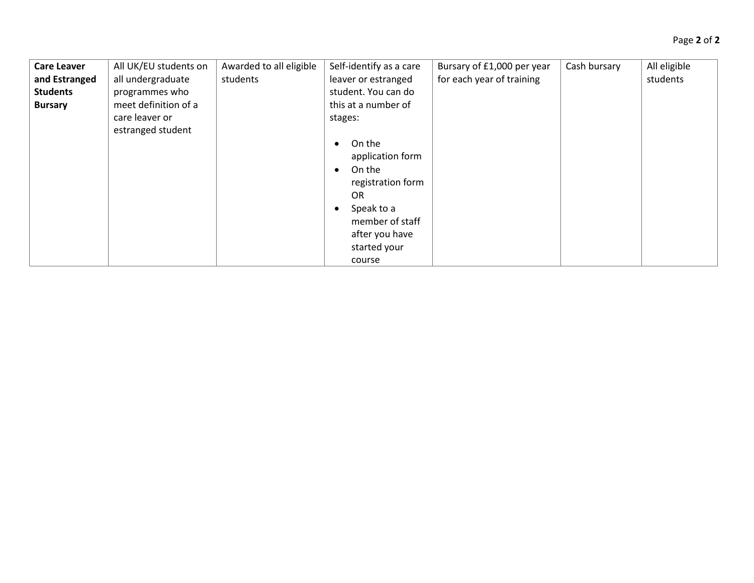| | | | | | | |
|---|---|---|---|---|---|---|
| **Care Leaver and Estranged Students Bursary** | All UK/EU students on all undergraduate programmes who meet definition of a care leaver or estranged student | Awarded to all eligible students | Self-identify as a care leaver or estranged student. You can do this at a number of stages:<br>• On the application form<br>• On the registration form OR<br>• Speak to a member of staff after you have started your course | Bursary of £1,000 per year for each year of training | Cash bursary | All eligible students |